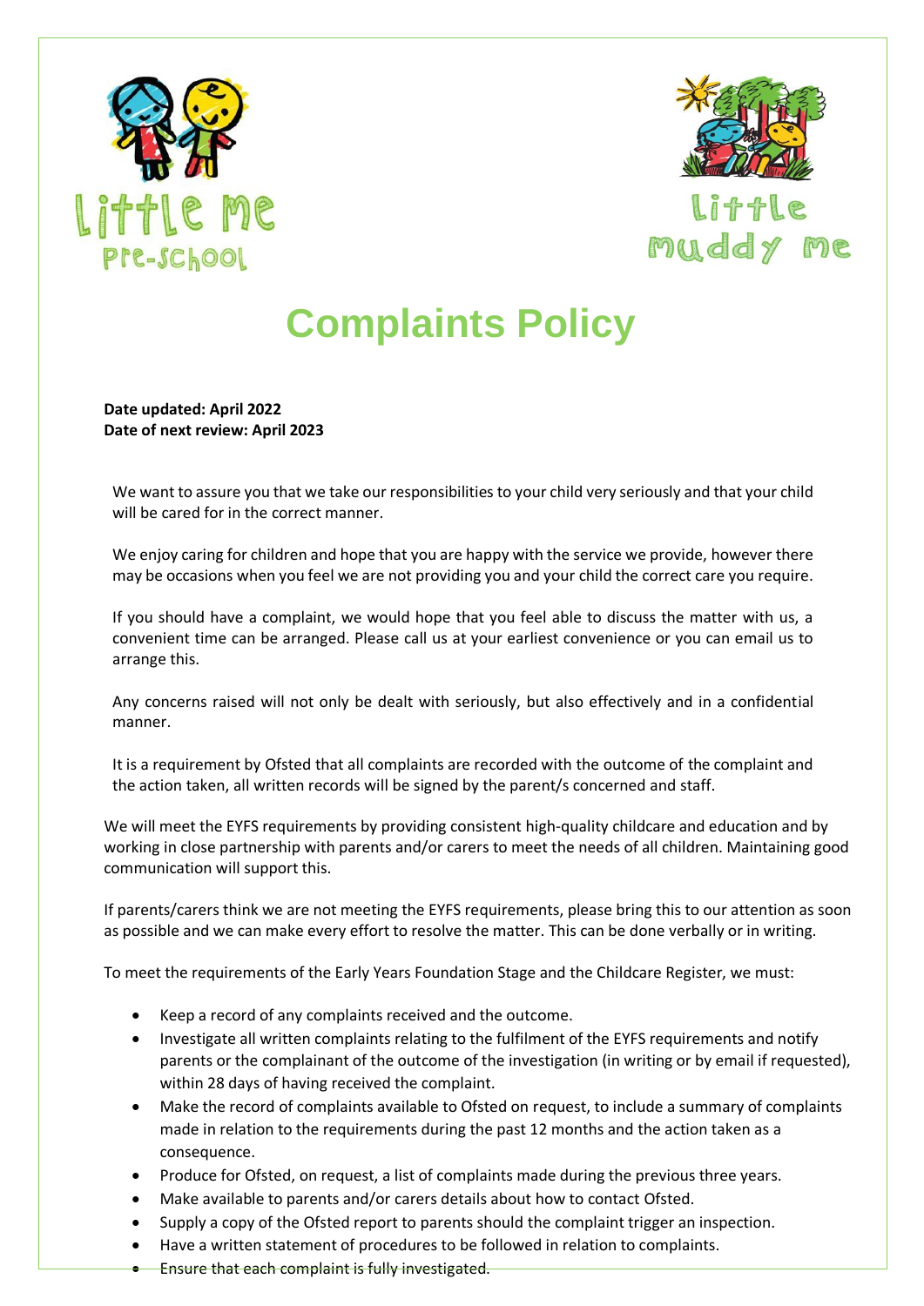Little Me Pre-School

Little Muddy Me

# Complaints Policy

**Date updated: April 2022**
**Date of next review: April 2023**

We want to assure you that we take our responsibilities to your child very seriously and that your child will be cared for in the correct manner.

We enjoy caring for children and hope that you are happy with the service we provide, however there may be occasions when you feel we are not providing you and your child the correct care you require.

If you should have a complaint, we would hope that you feel able to discuss the matter with us, a convenient time can be arranged. Please call us at your earliest convenience or you can email us to arrange this.

Any concerns raised will not only be dealt with seriously, but also effectively and in a confidential manner.

It is a requirement by Ofsted that all complaints are recorded with the outcome of the complaint and the action taken, all written records will be signed by the parent/s concerned and staff.

We will meet the EYFS requirements by providing consistent high-quality childcare and education and by working in close partnership with parents and/or carers to meet the needs of all children. Maintaining good communication will support this.

If parents/carers think we are not meeting the EYFS requirements, please bring this to our attention as soon as possible and we can make every effort to resolve the matter. This can be done verbally or in writing.

To meet the requirements of the Early Years Foundation Stage and the Childcare Register, we must:

- Keep a record of any complaints received and the outcome.
- Investigate all written complaints relating to the fulfilment of the EYFS requirements and notify parents or the complainant of the outcome of the investigation (in writing or by email if requested), within 28 days of having received the complaint.
- Make the record of complaints available to Ofsted on request, to include a summary of complaints made in relation to the requirements during the past 12 months and the action taken as a consequence.
- Produce for Ofsted, on request, a list of complaints made during the previous three years.
- Make available to parents and/or carers details about how to contact Ofsted.
- Supply a copy of the Ofsted report to parents should the complaint trigger an inspection.
- Have a written statement of procedures to be followed in relation to complaints.
- Ensure that each complaint is fully investigated.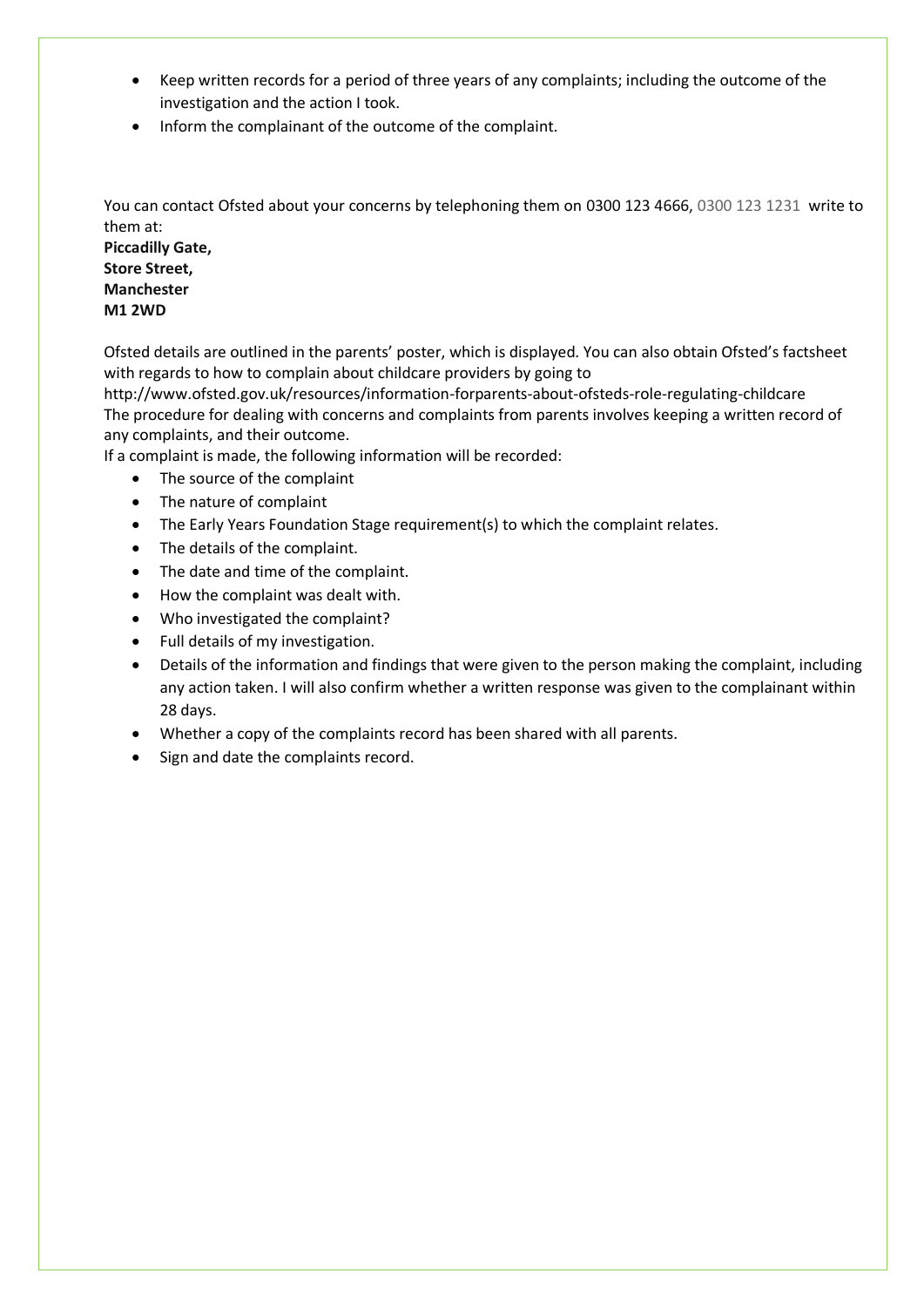- Keep written records for a period of three years of any complaints; including the outcome of the investigation and the action I took.
- Inform the complainant of the outcome of the complaint.

You can contact Ofsted about your concerns by telephoning them on 0300 123 4666, 0300 123 1231 write to them at:
**Piccadilly Gate,**
**Store Street,**
**Manchester**
**M1 2WD**

Ofsted details are outlined in the parents' poster, which is displayed. You can also obtain Ofsted's factsheet with regards to how to complain about childcare providers by going to
http://www.ofsted.gov.uk/resources/information-forparents-about-ofsteds-role-regulating-childcare
The procedure for dealing with concerns and complaints from parents involves keeping a written record of any complaints, and their outcome.
If a complaint is made, the following information will be recorded:

- The source of the complaint
- The nature of complaint
- The Early Years Foundation Stage requirement(s) to which the complaint relates.
- The details of the complaint.
- The date and time of the complaint.
- How the complaint was dealt with.
- Who investigated the complaint?
- Full details of my investigation.
- Details of the information and findings that were given to the person making the complaint, including any action taken. I will also confirm whether a written response was given to the complainant within 28 days.
- Whether a copy of the complaints record has been shared with all parents.
- Sign and date the complaints record.